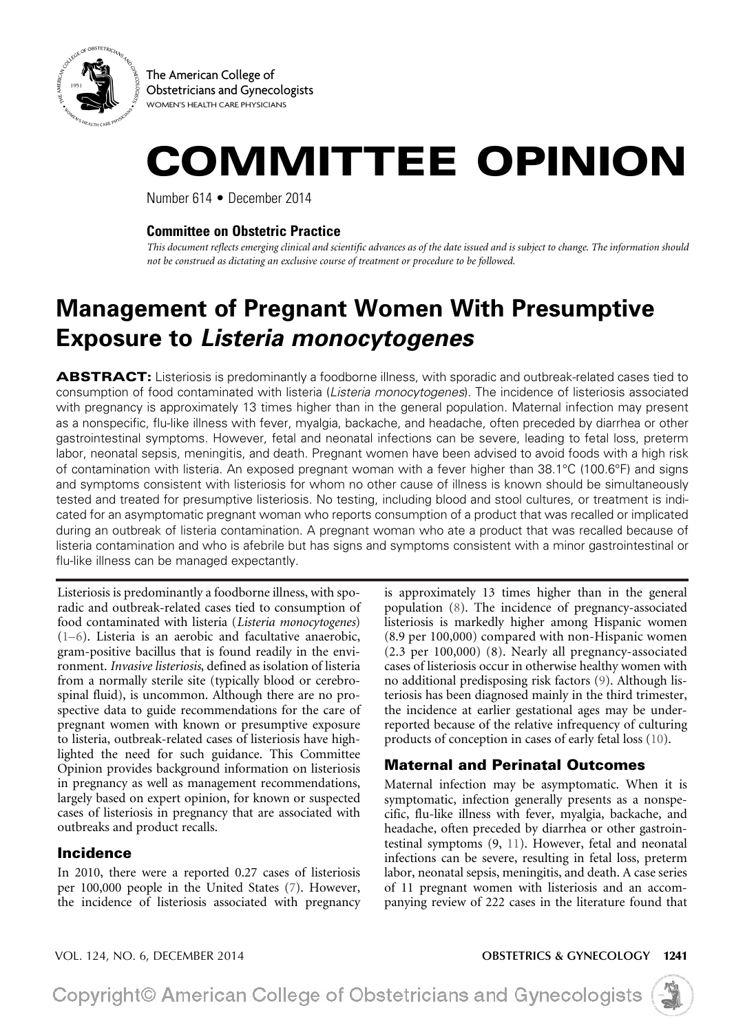The American College of Obstetricians and Gynecologists
WOMEN'S HEALTH CARE PHYSICIANS

# COMMITTEE OPINION

Number 614 • December 2014

**Committee on Obstetric Practice**

*This document reflects emerging clinical and scientific advances as of the date issued and is subject to change. The information should not be construed as dictating an exclusive course of treatment or procedure to be followed.*

# Management of Pregnant Women With Presumptive Exposure to *Listeria monocytogenes*

**ABSTRACT:** Listeriosis is predominantly a foodborne illness, with sporadic and outbreak-related cases tied to consumption of food contaminated with listeria (*Listeria monocytogenes*). The incidence of listeriosis associated with pregnancy is approximately 13 times higher than in the general population. Maternal infection may present as a nonspecific, flu-like illness with fever, myalgia, backache, and headache, often preceded by diarrhea or other gastrointestinal symptoms. However, fetal and neonatal infections can be severe, leading to fetal loss, preterm labor, neonatal sepsis, meningitis, and death. Pregnant women have been advised to avoid foods with a high risk of contamination with listeria. An exposed pregnant woman with a fever higher than 38.1°C (100.6°F) and signs and symptoms consistent with listeriosis for whom no other cause of illness is known should be simultaneously tested and treated for presumptive listeriosis. No testing, including blood and stool cultures, or treatment is indicated for an asymptomatic pregnant woman who reports consumption of a product that was recalled or implicated during an outbreak of listeria contamination. A pregnant woman who ate a product that was recalled because of listeria contamination and who is afebrile but has signs and symptoms consistent with a minor gastrointestinal or flu-like illness can be managed expectantly.

Listeriosis is predominantly a foodborne illness, with sporadic and outbreak-related cases tied to consumption of food contaminated with listeria (*Listeria monocytogenes*) (1–6). Listeria is an aerobic and facultative anaerobic, gram-positive bacillus that is found readily in the environment. *Invasive listeriosis*, defined as isolation of listeria from a normally sterile site (typically blood or cerebrospinal fluid), is uncommon. Although there are no prospective data to guide recommendations for the care of pregnant women with known or presumptive exposure to listeria, outbreak-related cases of listeriosis have highlighted the need for such guidance. This Committee Opinion provides background information on listeriosis in pregnancy as well as management recommendations, largely based on expert opinion, for known or suspected cases of listeriosis in pregnancy that are associated with outbreaks and product recalls.

## Incidence

In 2010, there were a reported 0.27 cases of listeriosis per 100,000 people in the United States (7). However, the incidence of listeriosis associated with pregnancy is approximately 13 times higher than in the general population (8). The incidence of pregnancy-associated listeriosis is markedly higher among Hispanic women (8.9 per 100,000) compared with non-Hispanic women (2.3 per 100,000) (8). Nearly all pregnancy-associated cases of listeriosis occur in otherwise healthy women with no additional predisposing risk factors (9). Although listeriosis has been diagnosed mainly in the third trimester, the incidence at earlier gestational ages may be underreported because of the relative infrequency of culturing products of conception in cases of early fetal loss (10).

## Maternal and Perinatal Outcomes

Maternal infection may be asymptomatic. When it is symptomatic, infection generally presents as a nonspecific, flu-like illness with fever, myalgia, backache, and headache, often preceded by diarrhea or other gastrointestinal symptoms (9, 11). However, fetal and neonatal infections can be severe, resulting in fetal loss, preterm labor, neonatal sepsis, meningitis, and death. A case series of 11 pregnant women with listeriosis and an accompanying review of 222 cases in the literature found that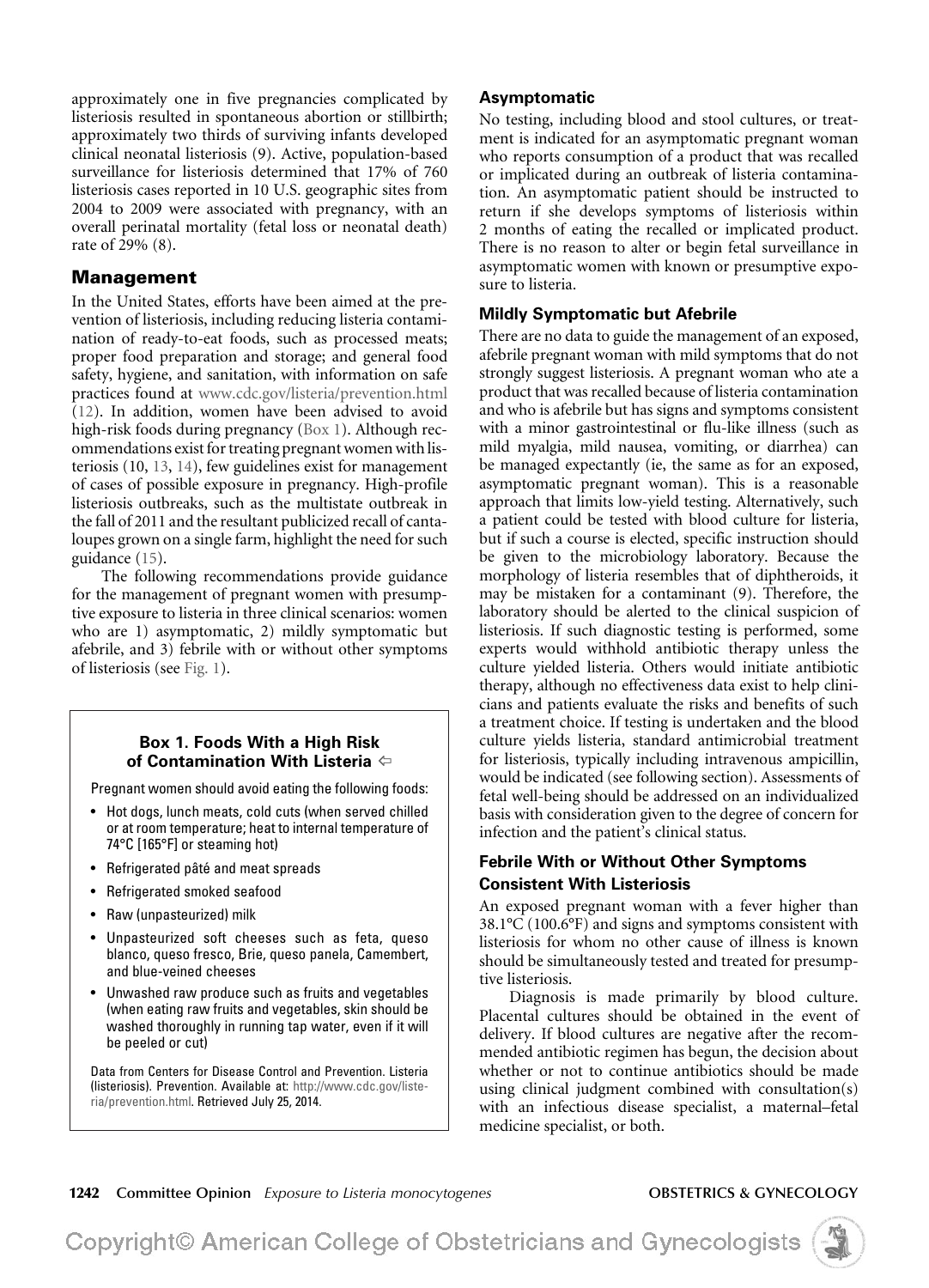approximately one in five pregnancies complicated by listeriosis resulted in spontaneous abortion or stillbirth; approximately two thirds of surviving infants developed clinical neonatal listeriosis (9). Active, population-based surveillance for listeriosis determined that 17% of 760 listeriosis cases reported in 10 U.S. geographic sites from 2004 to 2009 were associated with pregnancy, with an overall perinatal mortality (fetal loss or neonatal death) rate of 29% (8).

## Management

In the United States, efforts have been aimed at the prevention of listeriosis, including reducing listeria contamination of ready-to-eat foods, such as processed meats; proper food preparation and storage; and general food safety, hygiene, and sanitation, with information on safe practices found at www.cdc.gov/listeria/prevention.html (12). In addition, women have been advised to avoid high-risk foods during pregnancy (Box 1). Although recommendations exist for treating pregnant women with listeriosis (10, 13, 14), few guidelines exist for management of cases of possible exposure in pregnancy. High-profile listeriosis outbreaks, such as the multistate outbreak in the fall of 2011 and the resultant publicized recall of cantaloupes grown on a single farm, highlight the need for such guidance (15).

The following recommendations provide guidance for the management of pregnant women with presumptive exposure to listeria in three clinical scenarios: women who are 1) asymptomatic, 2) mildly symptomatic but afebrile, and 3) febrile with or without other symptoms of listeriosis (see Fig. 1).

**Box 1. Foods With a High Risk of Contamination With Listeria**

Pregnant women should avoid eating the following foods:

- Hot dogs, lunch meats, cold cuts (when served chilled or at room temperature; heat to internal temperature of 74°C [165°F] or steaming hot)
- Refrigerated pâté and meat spreads
- Refrigerated smoked seafood
- Raw (unpasteurized) milk
- Unpasteurized soft cheeses such as feta, queso blanco, queso fresco, Brie, queso panela, Camembert, and blue-veined cheeses
- Unwashed raw produce such as fruits and vegetables (when eating raw fruits and vegetables, skin should be washed thoroughly in running tap water, even if it will be peeled or cut)

Data from Centers for Disease Control and Prevention. Listeria (listeriosis). Prevention. Available at: http://www.cdc.gov/listeria/prevention.html. Retrieved July 25, 2014.

### Asymptomatic

No testing, including blood and stool cultures, or treatment is indicated for an asymptomatic pregnant woman who reports consumption of a product that was recalled or implicated during an outbreak of listeria contamination. An asymptomatic patient should be instructed to return if she develops symptoms of listeriosis within 2 months of eating the recalled or implicated product. There is no reason to alter or begin fetal surveillance in asymptomatic women with known or presumptive exposure to listeria.

### Mildly Symptomatic but Afebrile

There are no data to guide the management of an exposed, afebrile pregnant woman with mild symptoms that do not strongly suggest listeriosis. A pregnant woman who ate a product that was recalled because of listeria contamination and who is afebrile but has signs and symptoms consistent with a minor gastrointestinal or flu-like illness (such as mild myalgia, mild nausea, vomiting, or diarrhea) can be managed expectantly (ie, the same as for an exposed, asymptomatic pregnant woman). This is a reasonable approach that limits low-yield testing. Alternatively, such a patient could be tested with blood culture for listeria, but if such a course is elected, specific instruction should be given to the microbiology laboratory. Because the morphology of listeria resembles that of diphtheroids, it may be mistaken for a contaminant (9). Therefore, the laboratory should be alerted to the clinical suspicion of listeriosis. If such diagnostic testing is performed, some experts would withhold antibiotic therapy unless the culture yielded listeria. Others would initiate antibiotic therapy, although no effectiveness data exist to help clinicians and patients evaluate the risks and benefits of such a treatment choice. If testing is undertaken and the blood culture yields listeria, standard antimicrobial treatment for listeriosis, typically including intravenous ampicillin, would be indicated (see following section). Assessments of fetal well-being should be addressed on an individualized basis with consideration given to the degree of concern for infection and the patient's clinical status.

### Febrile With or Without Other Symptoms Consistent With Listeriosis

An exposed pregnant woman with a fever higher than 38.1°C (100.6°F) and signs and symptoms consistent with listeriosis for whom no other cause of illness is known should be simultaneously tested and treated for presumptive listeriosis.

Diagnosis is made primarily by blood culture. Placental cultures should be obtained in the event of delivery. If blood cultures are negative after the recommended antibiotic regimen has begun, the decision about whether or not to continue antibiotics should be made using clinical judgment combined with consultation(s) with an infectious disease specialist, a maternal–fetal medicine specialist, or both.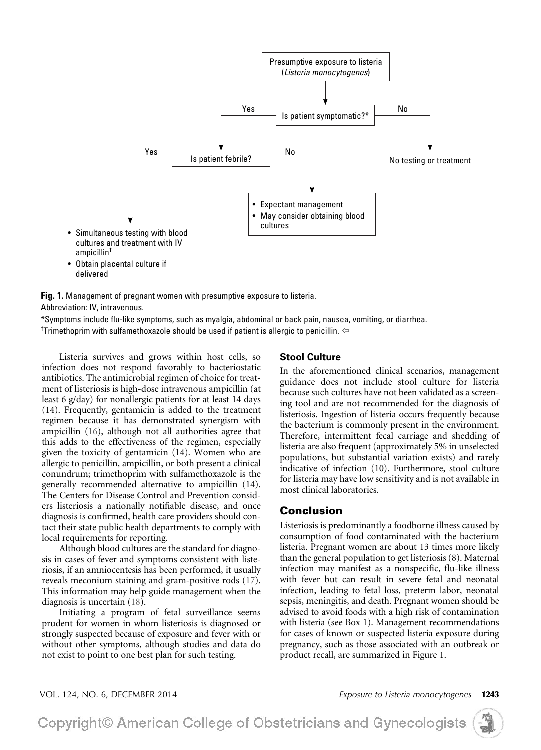Presumptive exposure to listeria (*Listeria monocytogenes*)

Is patient symptomatic?*

- No → No testing or treatment
- Yes → Is patient febrile?
  - Yes →
    - Simultaneous testing with blood cultures and treatment with IV ampicillin†
    - Obtain placental culture if delivered
  - No →
    - Expectant management
    - May consider obtaining blood cultures

**Fig. 1.** Management of pregnant women with presumptive exposure to listeria.

Abbreviation: IV, intravenous.

*Symptoms include flu-like symptoms, such as myalgia, abdominal or back pain, nausea, vomiting, or diarrhea.

†Trimethoprim with sulfamethoxazole should be used if patient is allergic to penicillin.

Listeria survives and grows within host cells, so infection does not respond favorably to bacteriostatic antibiotics. The antimicrobial regimen of choice for treatment of listeriosis is high-dose intravenous ampicillin (at least 6 g/day) for nonallergic patients for at least 14 days (14). Frequently, gentamicin is added to the treatment regimen because it has demonstrated synergism with ampicillin (16), although not all authorities agree that this adds to the effectiveness of the regimen, especially given the toxicity of gentamicin (14). Women who are allergic to penicillin, ampicillin, or both present a clinical conundrum; trimethoprim with sulfamethoxazole is the generally recommended alternative to ampicillin (14). The Centers for Disease Control and Prevention considers listeriosis a nationally notifiable disease, and once diagnosis is confirmed, health care providers should contact their state public health departments to comply with local requirements for reporting.

Although blood cultures are the standard for diagnosis in cases of fever and symptoms consistent with listeriosis, if an amniocentesis has been performed, it usually reveals meconium staining and gram-positive rods (17). This information may help guide management when the diagnosis is uncertain (18).

Initiating a program of fetal surveillance seems prudent for women in whom listeriosis is diagnosed or strongly suspected because of exposure and fever with or without other symptoms, although studies and data do not exist to point to one best plan for such testing.

### Stool Culture

In the aforementioned clinical scenarios, management guidance does not include stool culture for listeria because such cultures have not been validated as a screening tool and are not recommended for the diagnosis of listeriosis. Ingestion of listeria occurs frequently because the bacterium is commonly present in the environment. Therefore, intermittent fecal carriage and shedding of listeria are also frequent (approximately 5% in unselected populations, but substantial variation exists) and rarely indicative of infection (10). Furthermore, stool culture for listeria may have low sensitivity and is not available in most clinical laboratories.

## Conclusion

Listeriosis is predominantly a foodborne illness caused by consumption of food contaminated with the bacterium listeria. Pregnant women are about 13 times more likely than the general population to get listeriosis (8). Maternal infection may manifest as a nonspecific, flu-like illness with fever but can result in severe fetal and neonatal infection, leading to fetal loss, preterm labor, neonatal sepsis, meningitis, and death. Pregnant women should be advised to avoid foods with a high risk of contamination with listeria (see Box 1). Management recommendations for cases of known or suspected listeria exposure during pregnancy, such as those associated with an outbreak or product recall, are summarized in Figure 1.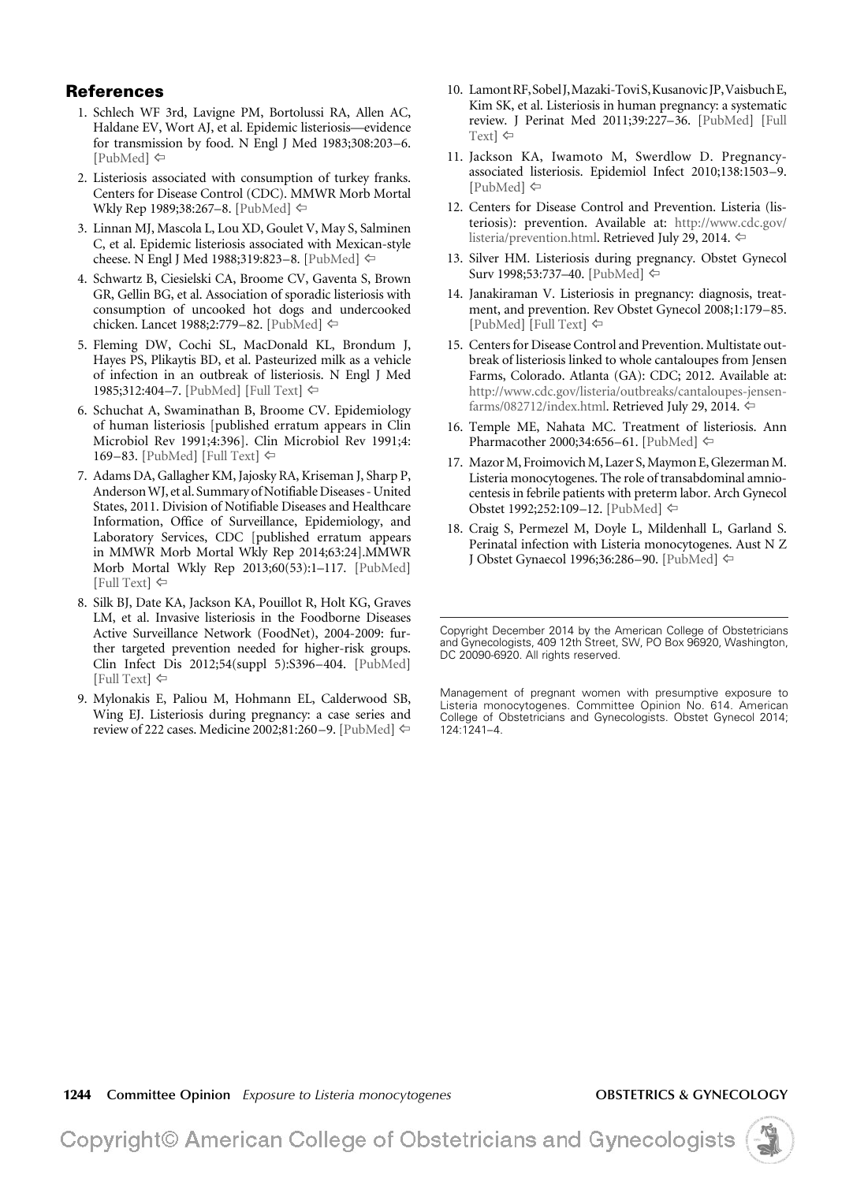## References

1. Schlech WF 3rd, Lavigne PM, Bortolussi RA, Allen AC, Haldane EV, Wort AJ, et al. Epidemic listeriosis—evidence for transmission by food. N Engl J Med 1983;308:203–6. [PubMed] ⇦
2. Listeriosis associated with consumption of turkey franks. Centers for Disease Control (CDC). MMWR Morb Mortal Wkly Rep 1989;38:267–8. [PubMed] ⇦
3. Linnan MJ, Mascola L, Lou XD, Goulet V, May S, Salminen C, et al. Epidemic listeriosis associated with Mexican-style cheese. N Engl J Med 1988;319:823–8. [PubMed] ⇦
4. Schwartz B, Ciesielski CA, Broome CV, Gaventa S, Brown GR, Gellin BG, et al. Association of sporadic listeriosis with consumption of uncooked hot dogs and undercooked chicken. Lancet 1988;2:779–82. [PubMed] ⇦
5. Fleming DW, Cochi SL, MacDonald KL, Brondum J, Hayes PS, Plikaytis BD, et al. Pasteurized milk as a vehicle of infection in an outbreak of listeriosis. N Engl J Med 1985;312:404–7. [PubMed] [Full Text] ⇦
6. Schuchat A, Swaminathan B, Broome CV. Epidemiology of human listeriosis [published erratum appears in Clin Microbiol Rev 1991;4:396]. Clin Microbiol Rev 1991;4: 169–83. [PubMed] [Full Text] ⇦
7. Adams DA, Gallagher KM, Jajosky RA, Kriseman J, Sharp P, Anderson WJ, et al. Summary of Notifiable Diseases - United States, 2011. Division of Notifiable Diseases and Healthcare Information, Office of Surveillance, Epidemiology, and Laboratory Services, CDC [published erratum appears in MMWR Morb Mortal Wkly Rep 2014;63:24].MMWR Morb Mortal Wkly Rep 2013;60(53):1–117. [PubMed] [Full Text] ⇦
8. Silk BJ, Date KA, Jackson KA, Pouillot R, Holt KG, Graves LM, et al. Invasive listeriosis in the Foodborne Diseases Active Surveillance Network (FoodNet), 2004-2009: further targeted prevention needed for higher-risk groups. Clin Infect Dis 2012;54(suppl 5):S396–404. [PubMed] [Full Text] ⇦
9. Mylonakis E, Paliou M, Hohmann EL, Calderwood SB, Wing EJ. Listeriosis during pregnancy: a case series and review of 222 cases. Medicine 2002;81:260–9. [PubMed] ⇦
10. Lamont RF, Sobel J, Mazaki-Tovi S, Kusanovic JP, Vaisbuch E, Kim SK, et al. Listeriosis in human pregnancy: a systematic review. J Perinat Med 2011;39:227–36. [PubMed] [Full Text] ⇦
11. Jackson KA, Iwamoto M, Swerdlow D. Pregnancy-associated listeriosis. Epidemiol Infect 2010;138:1503–9. [PubMed] ⇦
12. Centers for Disease Control and Prevention. Listeria (listeriosis): prevention. Available at: http://www.cdc.gov/listeria/prevention.html. Retrieved July 29, 2014. ⇦
13. Silver HM. Listeriosis during pregnancy. Obstet Gynecol Surv 1998;53:737–40. [PubMed] ⇦
14. Janakiraman V. Listeriosis in pregnancy: diagnosis, treatment, and prevention. Rev Obstet Gynecol 2008;1:179–85. [PubMed] [Full Text] ⇦
15. Centers for Disease Control and Prevention. Multistate outbreak of listeriosis linked to whole cantaloupes from Jensen Farms, Colorado. Atlanta (GA): CDC; 2012. Available at: http://www.cdc.gov/listeria/outbreaks/cantaloupes-jensen-farms/082712/index.html. Retrieved July 29, 2014. ⇦
16. Temple ME, Nahata MC. Treatment of listeriosis. Ann Pharmacother 2000;34:656–61. [PubMed] ⇦
17. Mazor M, Froimovich M, Lazer S, Maymon E, Glezerman M. Listeria monocytogenes. The role of transabdominal amniocentesis in febrile patients with preterm labor. Arch Gynecol Obstet 1992;252:109–12. [PubMed] ⇦
18. Craig S, Permezel M, Doyle L, Mildenhall L, Garland S. Perinatal infection with Listeria monocytogenes. Aust N Z J Obstet Gynaecol 1996;36:286–90. [PubMed] ⇦

Copyright December 2014 by the American College of Obstetricians and Gynecologists, 409 12th Street, SW, PO Box 96920, Washington, DC 20090-6920. All rights reserved.

Management of pregnant women with presumptive exposure to Listeria monocytogenes. Committee Opinion No. 614. American College of Obstetricians and Gynecologists. Obstet Gynecol 2014; 124:1241–4.